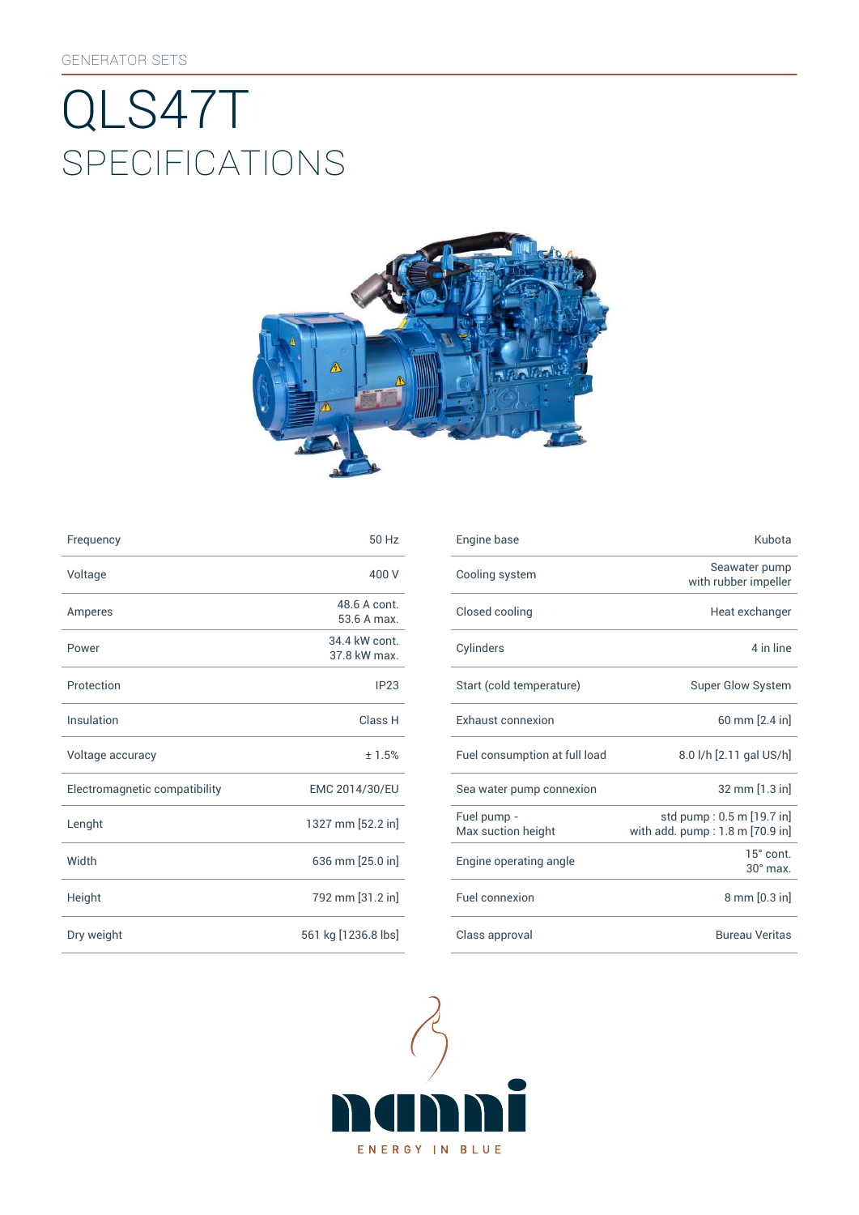GENERATOR SETS

# QLS47T

## SPECIFICATIONS

| | |
|---|---|
| Frequency | 50 Hz |
| Voltage | 400 V |
| Amperes | 48.6 A cont.<br>53.6 A max. |
| Power | 34.4 kW cont.<br>37.8 kW max. |
| Protection | IP23 |
| Insulation | Class H |
| Voltage accuracy | ± 1.5% |
| Electromagnetic compatibility | EMC 2014/30/EU |
| Lenght | 1327 mm [52.2 in] |
| Width | 636 mm [25.0 in] |
| Height | 792 mm [31.2 in] |
| Dry weight | 561 kg [1236.8 lbs] |

| | |
|---|---|
| Engine base | Kubota |
| Cooling system | Seawater pump with rubber impeller |
| Closed cooling | Heat exchanger |
| Cylinders | 4 in line |
| Start (cold temperature) | Super Glow System |
| Exhaust connexion | 60 mm [2.4 in] |
| Fuel consumption at full load | 8.0 l/h [2.11 gal US/h] |
| Sea water pump connexion | 32 mm [1.3 in] |
| Fuel pump - Max suction height | std pump : 0.5 m [19.7 in]<br>with add. pump : 1.8 m [70.9 in] |
| Engine operating angle | 15° cont.<br>30° max. |
| Fuel connexion | 8 mm [0.3 in] |
| Class approval | Bureau Veritas |

nanni

ENERGY IN BLUE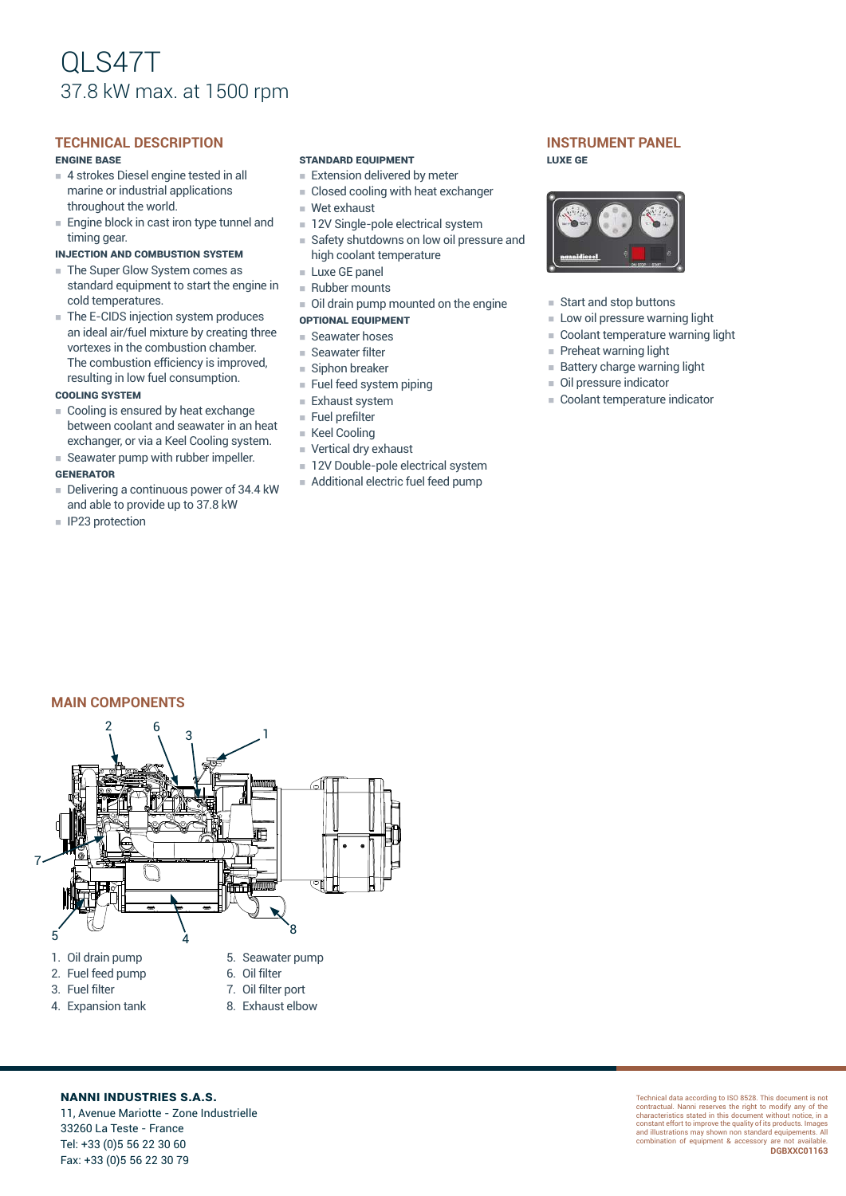# QLS47T

## 37.8 kW max. at 1500 rpm

## TECHNICAL DESCRIPTION

### ENGINE BASE

- 4 strokes Diesel engine tested in all marine or industrial applications throughout the world.
- Engine block in cast iron type tunnel and timing gear.

### INJECTION AND COMBUSTION SYSTEM

- The Super Glow System comes as standard equipment to start the engine in cold temperatures.
- The E-CIDS injection system produces an ideal air/fuel mixture by creating three vortexes in the combustion chamber. The combustion efficiency is improved, resulting in low fuel consumption.

### COOLING SYSTEM

- Cooling is ensured by heat exchange between coolant and seawater in an heat exchanger, or via a Keel Cooling system.
- Seawater pump with rubber impeller.

### GENERATOR

- Delivering a continuous power of 34.4 kW and able to provide up to 37.8 kW
- IP23 protection

### STANDARD EQUIPMENT

- Extension delivered by meter
- Closed cooling with heat exchanger
- Wet exhaust
- 12V Single-pole electrical system
- Safety shutdowns on low oil pressure and high coolant temperature
- Luxe GE panel
- Rubber mounts
- Oil drain pump mounted on the engine

### OPTIONAL EQUIPMENT

- Seawater hoses
- Seawater filter
- Siphon breaker
- Fuel feed system piping
- Exhaust system
- Fuel prefilter
- Keel Cooling
- Vertical dry exhaust
- 12V Double-pole electrical system
- Additional electric fuel feed pump

## INSTRUMENT PANEL

### LUXE GE

- Start and stop buttons
- Low oil pressure warning light
- Coolant temperature warning light
- Preheat warning light
- Battery charge warning light
- Oil pressure indicator
- Coolant temperature indicator

## MAIN COMPONENTS

1. Oil drain pump
2. Fuel feed pump
3. Fuel filter
4. Expansion tank
5. Seawater pump
6. Oil filter
7. Oil filter port
8. Exhaust elbow

**NANNI INDUSTRIES S.A.S.**
11, Avenue Mariotte - Zone Industrielle
33260 La Teste - France
Tel: +33 (0)5 56 22 30 60
Fax: +33 (0)5 56 22 30 79

Technical data according to ISO 8528. This document is not contractual. Nanni reserves the right to modify any of the characteristics stated in this document without notice, in a constant effort to improve the quality of its products. Images and illustrations may shown non standard equipements. All combination of equipment & accessory are not available.
**DGBXXC01163**